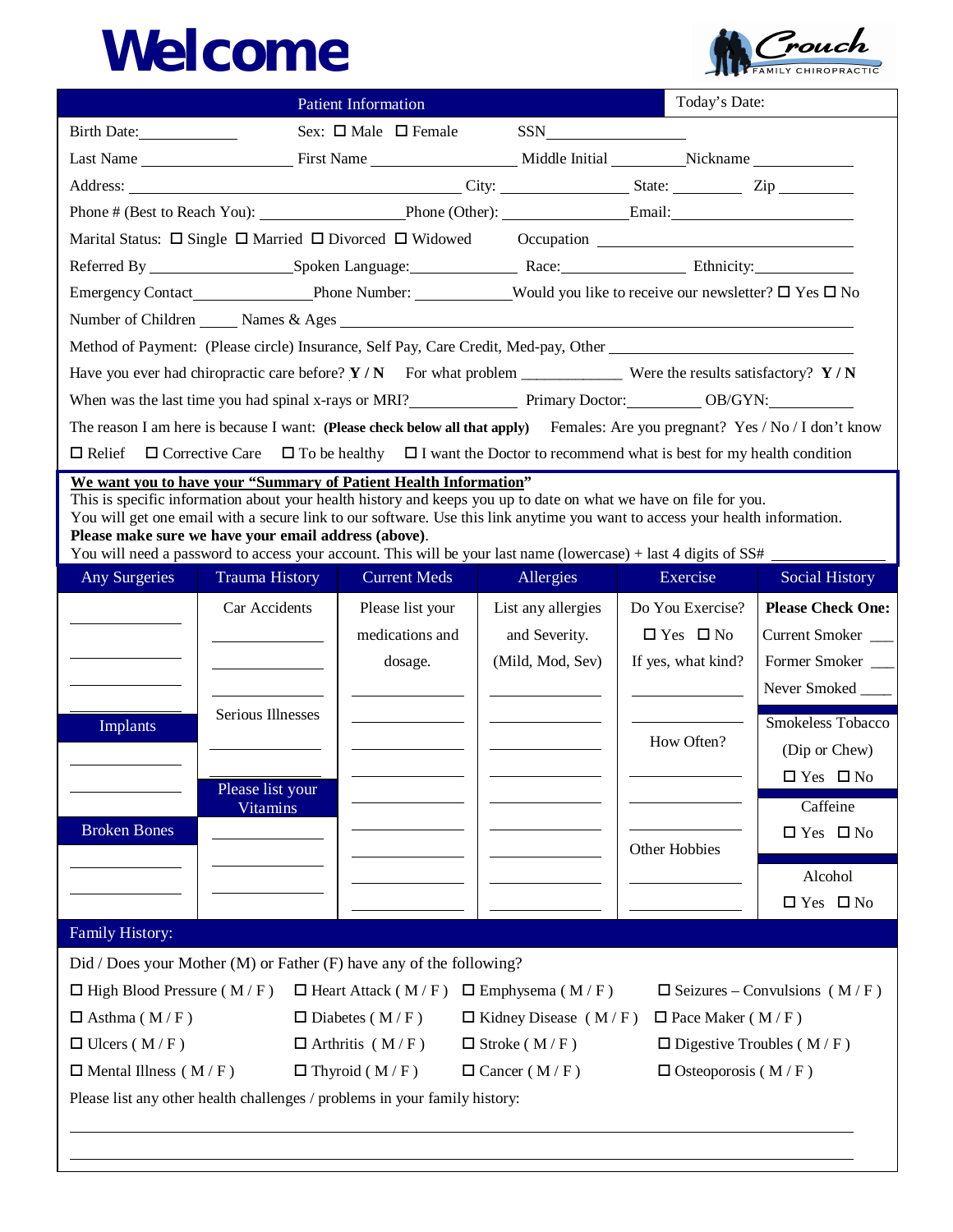# Welcome

Crouch FAMILY CHIROPRACTIC

## Patient Information

Today's Date:

Birth Date:____________ Sex: ☐ Male ☐ Female SSN________________

Last Name __________________ First Name __________________ Middle Initial ________Nickname ____________

Address: ________________________________________ City: ________________ State: ________ Zip _________

Phone # (Best to Reach You): ________________Phone (Other): _______________Email:____________________

Marital Status: ☐ Single ☐ Married ☐ Divorced ☐ Widowed Occupation ____________________________

Referred By _________________Spoken Language:_____________ Race:_______________ Ethnicity:____________

Emergency Contact______________Phone Number: ____________Would you like to receive our newsletter? ☐ Yes ☐ No

Number of Children _____ Names & Ages ______________________________________________________________

Method of Payment: (Please circle) Insurance, Self Pay, Care Credit, Med-pay, Other ____________________________

Have you ever had chiropractic care before? **Y / N** For what problem ____________ Were the results satisfactory? **Y / N**

When was the last time you had spinal x-rays or MRI?_____________ Primary Doctor:_________ OB/GYN:__________

The reason I am here is because I want: **(Please check below all that apply)** Females: Are you pregnant? Yes / No / I don't know

☐ Relief ☐ Corrective Care ☐ To be healthy ☐ I want the Doctor to recommend what is best for my health condition

**We want you to have your "Summary of Patient Health Information"**
This is specific information about your health history and keeps you up to date on what we have on file for you.
You will get one email with a secure link to our software. Use this link anytime you want to access your health information.
**Please make sure we have your email address (above)**.
You will need a password to access your account. This will be your last name (lowercase) + last 4 digits of SS# ______________

| Any Surgeries | Trauma History | Current Meds | Allergies | Exercise | Social History |
|---|---|---|---|---|---|
| ____________ | Car Accidents | Please list your medications and dosage. | List any allergies and Severity. (Mild, Mod, Sev) | Do You Exercise? ☐ Yes ☐ No If yes, what kind? | **Please Check One:** Current Smoker ___ Former Smoker ___ Never Smoked ____ |
| ____________ | ____________ | ____________ | ____________ | ____________ | Smokeless Tobacco (Dip or Chew) ☐ Yes ☐ No |
| ____________ | ____________ | ____________ | ____________ | How Often? | Caffeine ☐ Yes ☐ No |
| **Implants** | Serious Illnesses | ____________ | ____________ | ____________ | Alcohol ☐ Yes ☐ No |
| ____________ | ____________ | ____________ | ____________ | ____________ | |
| ____________ | **Please list your Vitamins** | ____________ | ____________ | Other Hobbies | |
| **Broken Bones** | ____________ | ____________ | ____________ | ____________ | |
| ____________ | ____________ | ____________ | ____________ | ____________ | |
| ____________ | ____________ | ____________ | ____________ | ____________ | |

## Family History:

Did / Does your Mother (M) or Father (F) have any of the following?

☐ High Blood Pressure ( M / F ) ☐ Heart Attack ( M / F ) ☐ Emphysema ( M / F ) ☐ Seizures – Convulsions ( M / F )

☐ Asthma ( M / F ) ☐ Diabetes ( M / F ) ☐ Kidney Disease ( M / F ) ☐ Pace Maker ( M / F )

☐ Ulcers ( M / F ) ☐ Arthritis ( M / F ) ☐ Stroke ( M / F ) ☐ Digestive Troubles ( M / F )

☐ Mental Illness ( M / F ) ☐ Thyroid ( M / F ) ☐ Cancer ( M / F ) ☐ Osteoporosis ( M / F )

Please list any other health challenges / problems in your family history:

______________________________________________________________________________

______________________________________________________________________________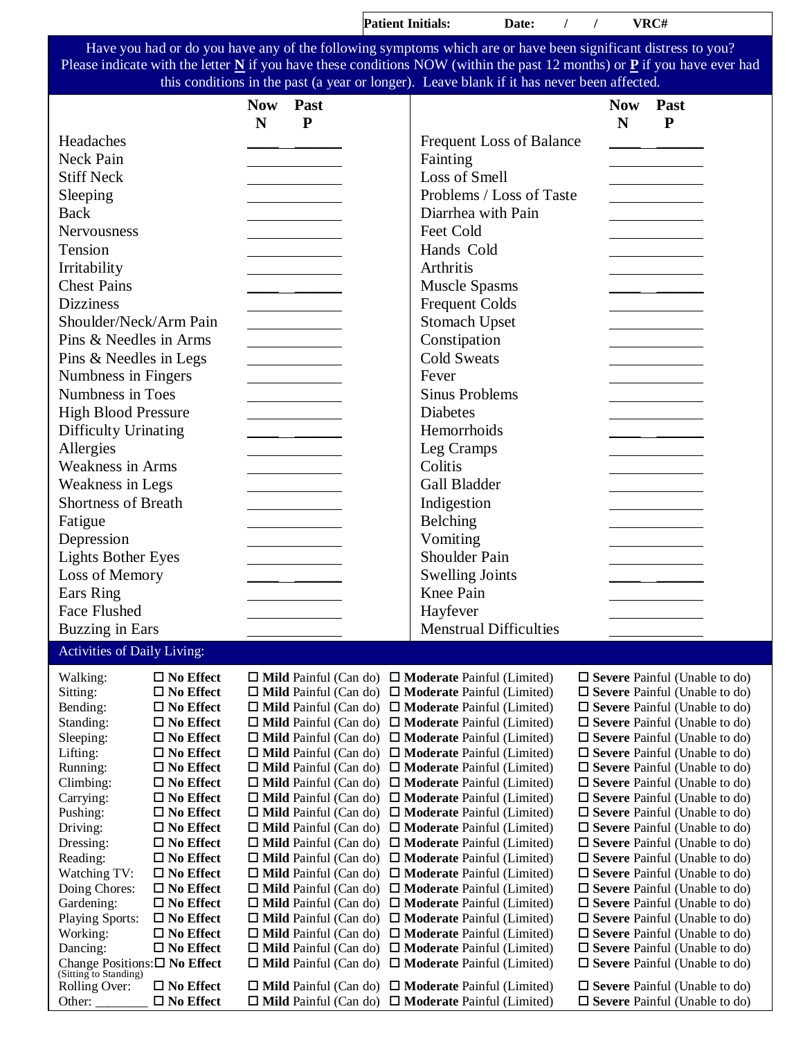**Patient Initials:** **Date:** / / **VRC#**

Have you had or do you have any of the following symptoms which are or have been significant distress to you? Please indicate with the letter **N** if you have these conditions NOW (within the past 12 months) or **P** if you have ever had this conditions in the past (a year or longer). Leave blank if it has never been affected.

| | Now N | Past P | | Now N | Past P |
|---|---|---|---|---|---|
| Headaches | | | Frequent Loss of Balance | | |
| Neck Pain | | | Fainting | | |
| Stiff Neck | | | Loss of Smell | | |
| Sleeping | | | Problems / Loss of Taste | | |
| Back | | | Diarrhea with Pain | | |
| Nervousness | | | Feet Cold | | |
| Tension | | | Hands Cold | | |
| Irritability | | | Arthritis | | |
| Chest Pains | | | Muscle Spasms | | |
| Dizziness | | | Frequent Colds | | |
| Shoulder/Neck/Arm Pain | | | Stomach Upset | | |
| Pins & Needles in Arms | | | Constipation | | |
| Pins & Needles in Legs | | | Cold Sweats | | |
| Numbness in Fingers | | | Fever | | |
| Numbness in Toes | | | Sinus Problems | | |
| High Blood Pressure | | | Diabetes | | |
| Difficulty Urinating | | | Hemorrhoids | | |
| Allergies | | | Leg Cramps | | |
| Weakness in Arms | | | Colitis | | |
| Weakness in Legs | | | Gall Bladder | | |
| Shortness of Breath | | | Indigestion | | |
| Fatigue | | | Belching | | |
| Depression | | | Vomiting | | |
| Lights Bother Eyes | | | Shoulder Pain | | |
| Loss of Memory | | | Swelling Joints | | |
| Ears Ring | | | Knee Pain | | |
| Face Flushed | | | Hayfever | | |
| Buzzing in Ears | | | Menstrual Difficulties | | |

## Activities of Daily Living:

| Activity | | | | |
|---|---|---|---|---|
| Walking: | ☐ **No Effect** | ☐ **Mild** Painful (Can do) | ☐ **Moderate** Painful (Limited) | ☐ **Severe** Painful (Unable to do) |
| Sitting: | ☐ **No Effect** | ☐ **Mild** Painful (Can do) | ☐ **Moderate** Painful (Limited) | ☐ **Severe** Painful (Unable to do) |
| Bending: | ☐ **No Effect** | ☐ **Mild** Painful (Can do) | ☐ **Moderate** Painful (Limited) | ☐ **Severe** Painful (Unable to do) |
| Standing: | ☐ **No Effect** | ☐ **Mild** Painful (Can do) | ☐ **Moderate** Painful (Limited) | ☐ **Severe** Painful (Unable to do) |
| Sleeping: | ☐ **No Effect** | ☐ **Mild** Painful (Can do) | ☐ **Moderate** Painful (Limited) | ☐ **Severe** Painful (Unable to do) |
| Lifting: | ☐ **No Effect** | ☐ **Mild** Painful (Can do) | ☐ **Moderate** Painful (Limited) | ☐ **Severe** Painful (Unable to do) |
| Running: | ☐ **No Effect** | ☐ **Mild** Painful (Can do) | ☐ **Moderate** Painful (Limited) | ☐ **Severe** Painful (Unable to do) |
| Climbing: | ☐ **No Effect** | ☐ **Mild** Painful (Can do) | ☐ **Moderate** Painful (Limited) | ☐ **Severe** Painful (Unable to do) |
| Carrying: | ☐ **No Effect** | ☐ **Mild** Painful (Can do) | ☐ **Moderate** Painful (Limited) | ☐ **Severe** Painful (Unable to do) |
| Pushing: | ☐ **No Effect** | ☐ **Mild** Painful (Can do) | ☐ **Moderate** Painful (Limited) | ☐ **Severe** Painful (Unable to do) |
| Driving: | ☐ **No Effect** | ☐ **Mild** Painful (Can do) | ☐ **Moderate** Painful (Limited) | ☐ **Severe** Painful (Unable to do) |
| Dressing: | ☐ **No Effect** | ☐ **Mild** Painful (Can do) | ☐ **Moderate** Painful (Limited) | ☐ **Severe** Painful (Unable to do) |
| Reading: | ☐ **No Effect** | ☐ **Mild** Painful (Can do) | ☐ **Moderate** Painful (Limited) | ☐ **Severe** Painful (Unable to do) |
| Watching TV: | ☐ **No Effect** | ☐ **Mild** Painful (Can do) | ☐ **Moderate** Painful (Limited) | ☐ **Severe** Painful (Unable to do) |
| Doing Chores: | ☐ **No Effect** | ☐ **Mild** Painful (Can do) | ☐ **Moderate** Painful (Limited) | ☐ **Severe** Painful (Unable to do) |
| Gardening: | ☐ **No Effect** | ☐ **Mild** Painful (Can do) | ☐ **Moderate** Painful (Limited) | ☐ **Severe** Painful (Unable to do) |
| Playing Sports: | ☐ **No Effect** | ☐ **Mild** Painful (Can do) | ☐ **Moderate** Painful (Limited) | ☐ **Severe** Painful (Unable to do) |
| Working: | ☐ **No Effect** | ☐ **Mild** Painful (Can do) | ☐ **Moderate** Painful (Limited) | ☐ **Severe** Painful (Unable to do) |
| Dancing: | ☐ **No Effect** | ☐ **Mild** Painful (Can do) | ☐ **Moderate** Painful (Limited) | ☐ **Severe** Painful (Unable to do) |
| Change Positions: (Sitting to Standing) | ☐ **No Effect** | ☐ **Mild** Painful (Can do) | ☐ **Moderate** Painful (Limited) | ☐ **Severe** Painful (Unable to do) |
| Rolling Over: | ☐ **No Effect** | ☐ **Mild** Painful (Can do) | ☐ **Moderate** Painful (Limited) | ☐ **Severe** Painful (Unable to do) |
| Other: ________ | ☐ **No Effect** | ☐ **Mild** Painful (Can do) | ☐ **Moderate** Painful (Limited) | ☐ **Severe** Painful (Unable to do) |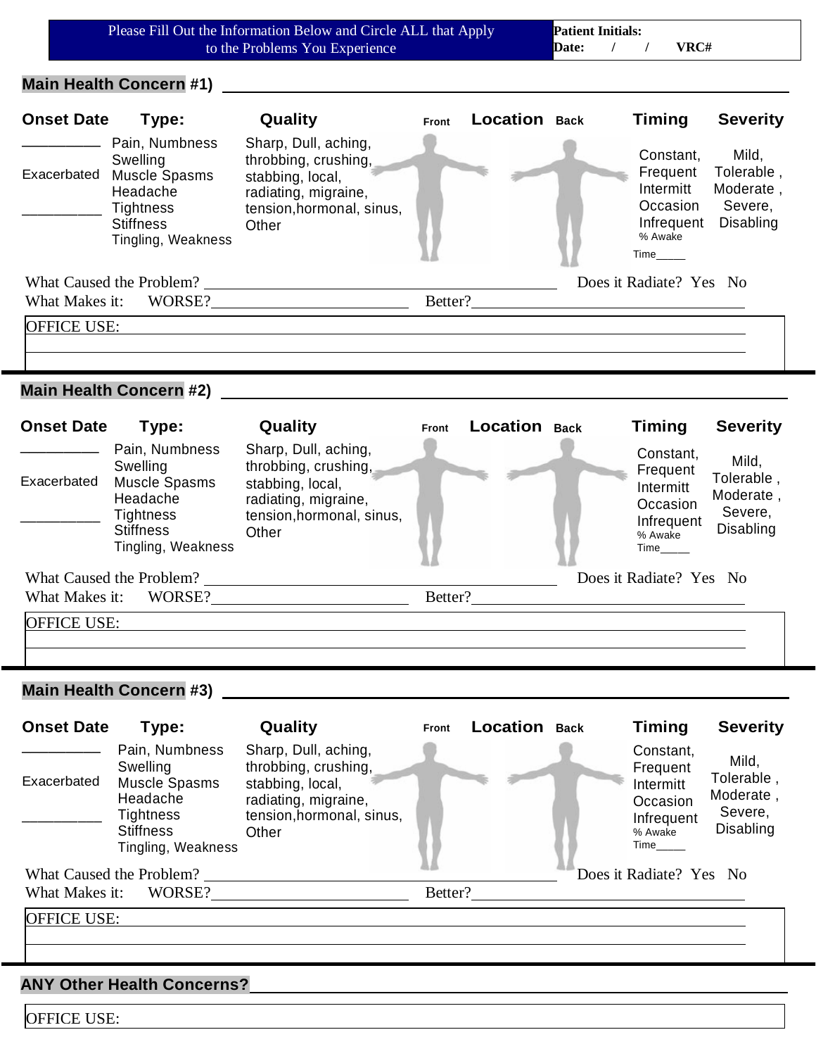**Please Fill Out the Information Below and Circle ALL that Apply to the Problems You Experience**

**Patient Initials:**
**Date:** / / **VRC#**

## Main Health Concern #1) ______________________________

| Onset Date | Type: | Quality | Location (Front / Back) | Timing | Severity |
|---|---|---|---|---|---|
| __________ | Pain, Numbness | Sharp, Dull, aching, | | Constant, | Mild, |
| Exacerbated | Swelling | throbbing, crushing, | | Frequent | Tolerable , |
| __________ | Muscle Spasms | stabbing, local, | | Intermitt | Moderate , |
| | Headache | radiating, migraine, | | Occasion | Severe, |
| | Tightness | tension,hormonal, sinus, | | Infrequent | Disabling |
| | Stiffness | Other | | % Awake | |
| | Tingling, Weakness | | | Time_____ | |

What Caused the Problem? ______________________________ Does it Radiate? Yes No

What Makes it: WORSE? ______________________ Better? ______________________

OFFICE USE:

## Main Health Concern #2) ______________________________

| Onset Date | Type: | Quality | Location (Front / Back) | Timing | Severity |
|---|---|---|---|---|---|
| __________ | Pain, Numbness | Sharp, Dull, aching, | | Constant, | Mild, |
| Exacerbated | Swelling | throbbing, crushing, | | Frequent | Tolerable , |
| __________ | Muscle Spasms | stabbing, local, | | Intermitt | Moderate , |
| | Headache | radiating, migraine, | | Occasion | Severe, |
| | Tightness | tension,hormonal, sinus, | | Infrequent | Disabling |
| | Stiffness | Other | | % Awake | |
| | Tingling, Weakness | | | Time_____ | |

What Caused the Problem? ______________________________ Does it Radiate? Yes No

What Makes it: WORSE? ______________________ Better? ______________________

OFFICE USE:

## Main Health Concern #3) ______________________________

| Onset Date | Type: | Quality | Location (Front / Back) | Timing | Severity |
|---|---|---|---|---|---|
| __________ | Pain, Numbness | Sharp, Dull, aching, | | Constant, | Mild, |
| Exacerbated | Swelling | throbbing, crushing, | | Frequent | Tolerable , |
| __________ | Muscle Spasms | stabbing, local, | | Intermitt | Moderate , |
| | Headache | radiating, migraine, | | Occasion | Severe, |
| | Tightness | tension,hormonal, sinus, | | Infrequent | Disabling |
| | Stiffness | Other | | % Awake | |
| | Tingling, Weakness | | | Time_____ | |

What Caused the Problem? ______________________________ Does it Radiate? Yes No

What Makes it: WORSE? ______________________ Better? ______________________

OFFICE USE:

## ANY Other Health Concerns? ______________________________

OFFICE USE: